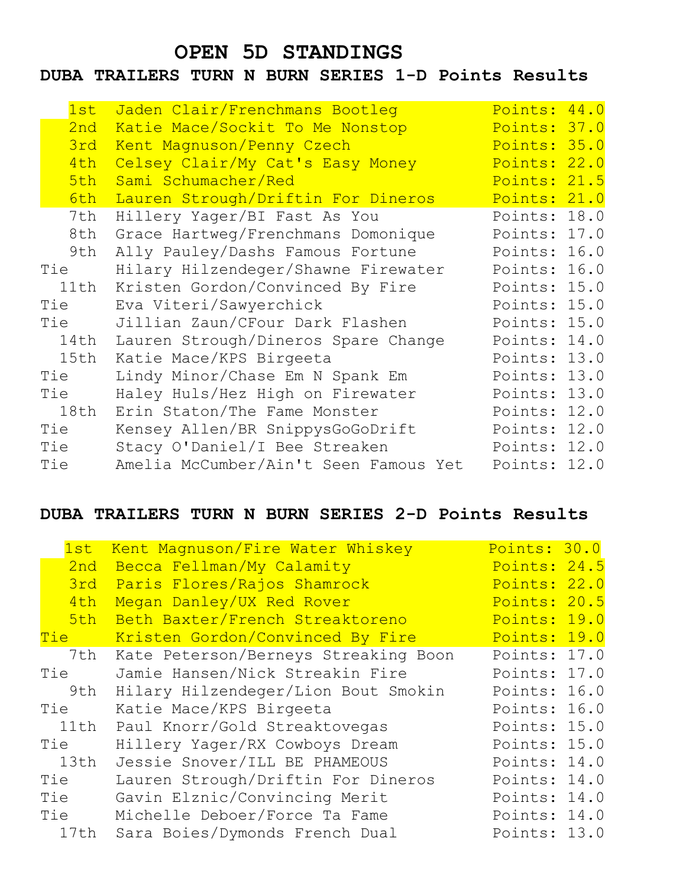# OPEN 5D STANDINGS

## DUBA TRAILERS TURN N BURN SERIES 1-D Points Results

| Place | Rider/Horse | Points |
|---|---|---|
| 1st | Jaden Clair/Frenchmans Bootleg | Points: 44.0 |
| 2nd | Katie Mace/Sockit To Me Nonstop | Points: 37.0 |
| 3rd | Kent Magnuson/Penny Czech | Points: 35.0 |
| 4th | Celsey Clair/My Cat's Easy Money | Points: 22.0 |
| 5th | Sami Schumacher/Red | Points: 21.5 |
| 6th | Lauren Strough/Driftin For Dineros | Points: 21.0 |
| 7th | Hillery Yager/BI Fast As You | Points: 18.0 |
| 8th | Grace Hartweg/Frenchmans Domonique | Points: 17.0 |
| 9th | Ally Pauley/Dashs Famous Fortune | Points: 16.0 |
| Tie | Hilary Hilzendeger/Shawne Firewater | Points: 16.0 |
| 11th | Kristen Gordon/Convinced By Fire | Points: 15.0 |
| Tie | Eva Viteri/Sawyerchick | Points: 15.0 |
| Tie | Jillian Zaun/CFour Dark Flashen | Points: 15.0 |
| 14th | Lauren Strough/Dineros Spare Change | Points: 14.0 |
| 15th | Katie Mace/KPS Birgeeta | Points: 13.0 |
| Tie | Lindy Minor/Chase Em N Spank Em | Points: 13.0 |
| Tie | Haley Huls/Hez High on Firewater | Points: 13.0 |
| 18th | Erin Staton/The Fame Monster | Points: 12.0 |
| Tie | Kensey Allen/BR SnippysGoGoDrift | Points: 12.0 |
| Tie | Stacy O'Daniel/I Bee Streaken | Points: 12.0 |
| Tie | Amelia McCumber/Ain't Seen Famous Yet | Points: 12.0 |

## DUBA TRAILERS TURN N BURN SERIES 2-D Points Results

| Place | Rider/Horse | Points |
|---|---|---|
| 1st | Kent Magnuson/Fire Water Whiskey | Points: 30.0 |
| 2nd | Becca Fellman/My Calamity | Points: 24.5 |
| 3rd | Paris Flores/Rajos Shamrock | Points: 22.0 |
| 4th | Megan Danley/UX Red Rover | Points: 20.5 |
| 5th | Beth Baxter/French Streaktoreno | Points: 19.0 |
| Tie | Kristen Gordon/Convinced By Fire | Points: 19.0 |
| 7th | Kate Peterson/Berneys Streaking Boon | Points: 17.0 |
| Tie | Jamie Hansen/Nick Streakin Fire | Points: 17.0 |
| 9th | Hilary Hilzendeger/Lion Bout Smokin | Points: 16.0 |
| Tie | Katie Mace/KPS Birgeeta | Points: 16.0 |
| 11th | Paul Knorr/Gold Streaktovegas | Points: 15.0 |
| Tie | Hillery Yager/RX Cowboys Dream | Points: 15.0 |
| 13th | Jessie Snover/ILL BE PHAMEOUS | Points: 14.0 |
| Tie | Lauren Strough/Driftin For Dineros | Points: 14.0 |
| Tie | Gavin Elznic/Convincing Merit | Points: 14.0 |
| Tie | Michelle Deboer/Force Ta Fame | Points: 14.0 |
| 17th | Sara Boies/Dymonds French Dual | Points: 13.0 |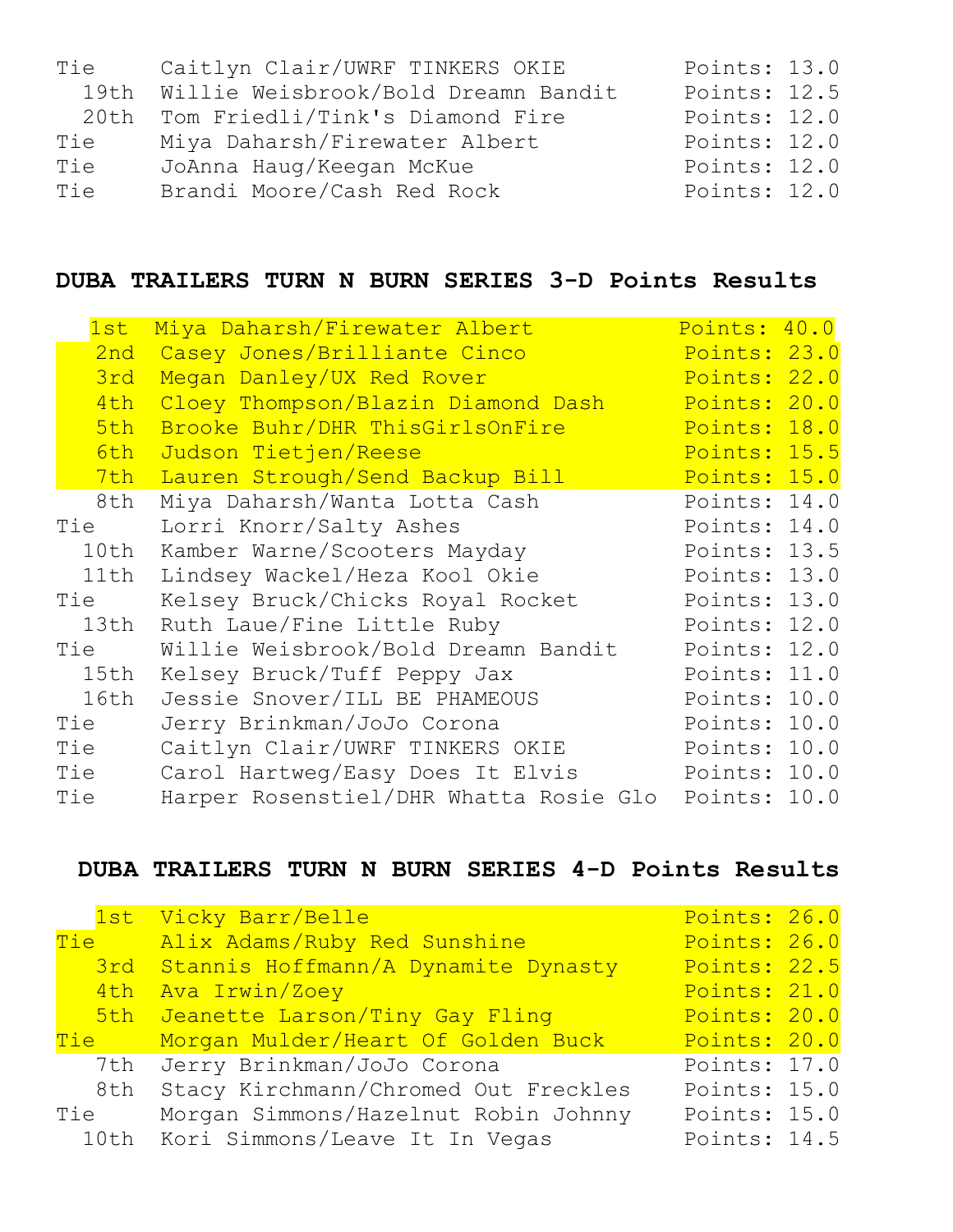| Place | Rider/Horse | Points |
|---|---|---|
| Tie | Caitlyn Clair/UWRF TINKERS OKIE | Points: 13.0 |
| 19th | Willie Weisbrook/Bold Dreamn Bandit | Points: 12.5 |
| 20th | Tom Friedli/Tink's Diamond Fire | Points: 12.0 |
| Tie | Miya Daharsh/Firewater Albert | Points: 12.0 |
| Tie | JoAnna Haug/Keegan McKue | Points: 12.0 |
| Tie | Brandi Moore/Cash Red Rock | Points: 12.0 |

## DUBA TRAILERS TURN N BURN SERIES 3-D Points Results

| Place | Rider/Horse | Points |
|---|---|---|
| 1st | Miya Daharsh/Firewater Albert | Points: 40.0 |
| 2nd | Casey Jones/Brilliante Cinco | Points: 23.0 |
| 3rd | Megan Danley/UX Red Rover | Points: 22.0 |
| 4th | Cloey Thompson/Blazin Diamond Dash | Points: 20.0 |
| 5th | Brooke Buhr/DHR ThisGirlsOnFire | Points: 18.0 |
| 6th | Judson Tietjen/Reese | Points: 15.5 |
| 7th | Lauren Strough/Send Backup Bill | Points: 15.0 |
| 8th | Miya Daharsh/Wanta Lotta Cash | Points: 14.0 |
| Tie | Lorri Knorr/Salty Ashes | Points: 14.0 |
| 10th | Kamber Warne/Scooters Mayday | Points: 13.5 |
| 11th | Lindsey Wackel/Heza Kool Okie | Points: 13.0 |
| Tie | Kelsey Bruck/Chicks Royal Rocket | Points: 13.0 |
| 13th | Ruth Laue/Fine Little Ruby | Points: 12.0 |
| Tie | Willie Weisbrook/Bold Dreamn Bandit | Points: 12.0 |
| 15th | Kelsey Bruck/Tuff Peppy Jax | Points: 11.0 |
| 16th | Jessie Snover/ILL BE PHAMEOUS | Points: 10.0 |
| Tie | Jerry Brinkman/JoJo Corona | Points: 10.0 |
| Tie | Caitlyn Clair/UWRF TINKERS OKIE | Points: 10.0 |
| Tie | Carol Hartweg/Easy Does It Elvis | Points: 10.0 |
| Tie | Harper Rosenstiel/DHR Whatta Rosie Glo | Points: 10.0 |

## DUBA TRAILERS TURN N BURN SERIES 4-D Points Results

| Place | Rider/Horse | Points |
|---|---|---|
| 1st | Vicky Barr/Belle | Points: 26.0 |
| Tie | Alix Adams/Ruby Red Sunshine | Points: 26.0 |
| 3rd | Stannis Hoffmann/A Dynamite Dynasty | Points: 22.5 |
| 4th | Ava Irwin/Zoey | Points: 21.0 |
| 5th | Jeanette Larson/Tiny Gay Fling | Points: 20.0 |
| Tie | Morgan Mulder/Heart Of Golden Buck | Points: 20.0 |
| 7th | Jerry Brinkman/JoJo Corona | Points: 17.0 |
| 8th | Stacy Kirchmann/Chromed Out Freckles | Points: 15.0 |
| Tie | Morgan Simmons/Hazelnut Robin Johnny | Points: 15.0 |
| 10th | Kori Simmons/Leave It In Vegas | Points: 14.5 |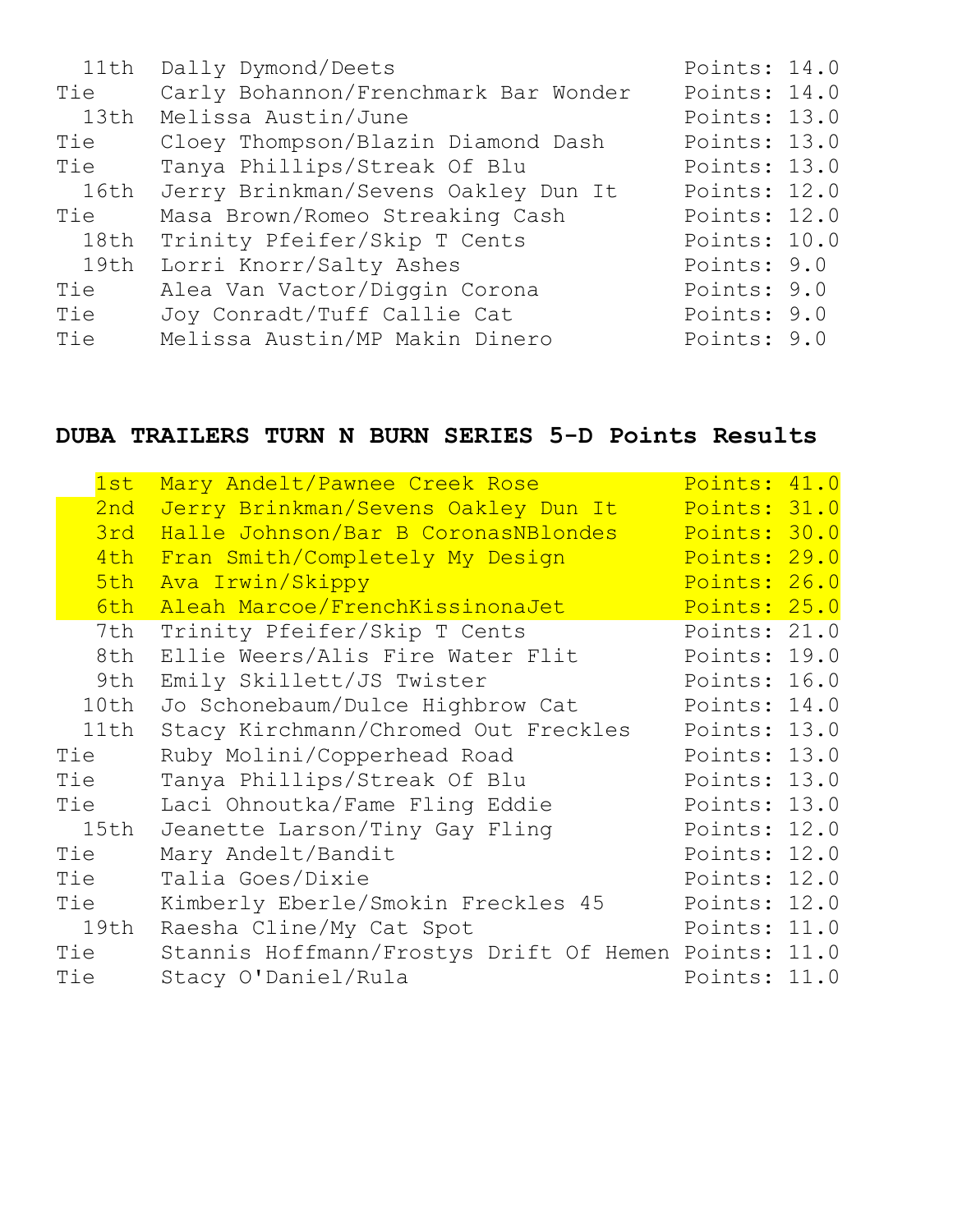| | | |
|---|---|---|
| 11th | Dally Dymond/Deets | Points: 14.0 |
| Tie | Carly Bohannon/Frenchmark Bar Wonder | Points: 14.0 |
| 13th | Melissa Austin/June | Points: 13.0 |
| Tie | Cloey Thompson/Blazin Diamond Dash | Points: 13.0 |
| Tie | Tanya Phillips/Streak Of Blu | Points: 13.0 |
| 16th | Jerry Brinkman/Sevens Oakley Dun It | Points: 12.0 |
| Tie | Masa Brown/Romeo Streaking Cash | Points: 12.0 |
| 18th | Trinity Pfeifer/Skip T Cents | Points: 10.0 |
| 19th | Lorri Knorr/Salty Ashes | Points: 9.0 |
| Tie | Alea Van Vactor/Diggin Corona | Points: 9.0 |
| Tie | Joy Conradt/Tuff Callie Cat | Points: 9.0 |
| Tie | Melissa Austin/MP Makin Dinero | Points: 9.0 |

**DUBA TRAILERS TURN N BURN SERIES 5-D Points Results**

| | | |
|---|---|---|
| 1st | Mary Andelt/Pawnee Creek Rose | Points: 41.0 |
| 2nd | Jerry Brinkman/Sevens Oakley Dun It | Points: 31.0 |
| 3rd | Halle Johnson/Bar B CoronasNBlondes | Points: 30.0 |
| 4th | Fran Smith/Completely My Design | Points: 29.0 |
| 5th | Ava Irwin/Skippy | Points: 26.0 |
| 6th | Aleah Marcoe/FrenchKissinonaJet | Points: 25.0 |
| 7th | Trinity Pfeifer/Skip T Cents | Points: 21.0 |
| 8th | Ellie Weers/Alis Fire Water Flit | Points: 19.0 |
| 9th | Emily Skillett/JS Twister | Points: 16.0 |
| 10th | Jo Schonebaum/Dulce Highbrow Cat | Points: 14.0 |
| 11th | Stacy Kirchmann/Chromed Out Freckles | Points: 13.0 |
| Tie | Ruby Molini/Copperhead Road | Points: 13.0 |
| Tie | Tanya Phillips/Streak Of Blu | Points: 13.0 |
| Tie | Laci Ohnoutka/Fame Fling Eddie | Points: 13.0 |
| 15th | Jeanette Larson/Tiny Gay Fling | Points: 12.0 |
| Tie | Mary Andelt/Bandit | Points: 12.0 |
| Tie | Talia Goes/Dixie | Points: 12.0 |
| Tie | Kimberly Eberle/Smokin Freckles 45 | Points: 12.0 |
| 19th | Raesha Cline/My Cat Spot | Points: 11.0 |
| Tie | Stannis Hoffmann/Frostys Drift Of Hemen | Points: 11.0 |
| Tie | Stacy O'Daniel/Rula | Points: 11.0 |